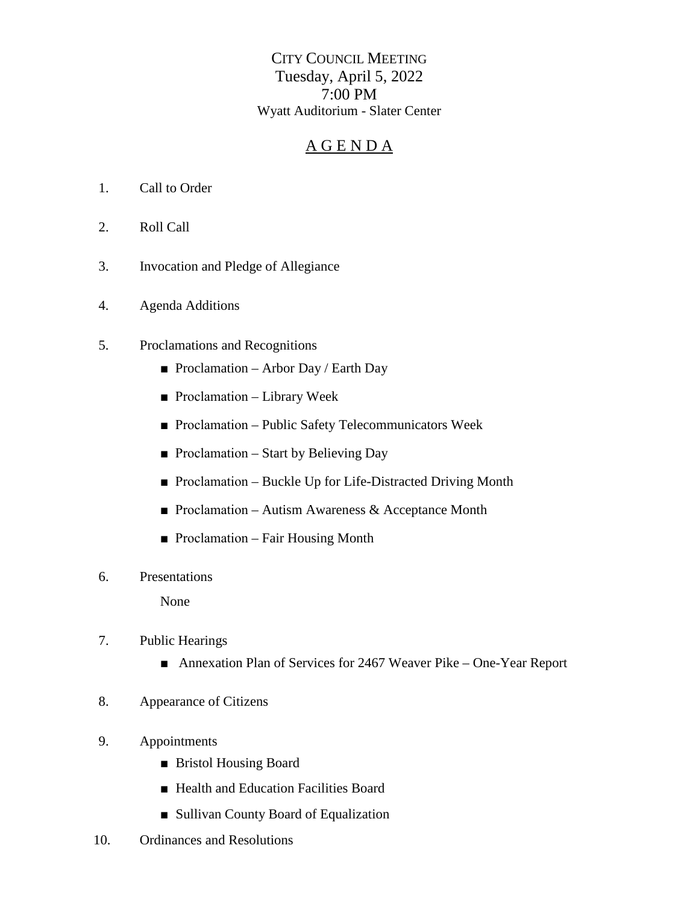# CITY COUNCIL MEETING

Tuesday, April 5, 2022
7:00 PM
Wyatt Auditorium - Slater Center

## AGENDA

1. Call to Order

2. Roll Call

3. Invocation and Pledge of Allegiance

4. Agenda Additions

5. Proclamations and Recognitions
   - Proclamation – Arbor Day / Earth Day
   - Proclamation – Library Week
   - Proclamation – Public Safety Telecommunicators Week
   - Proclamation – Start by Believing Day
   - Proclamation – Buckle Up for Life-Distracted Driving Month
   - Proclamation – Autism Awareness & Acceptance Month
   - Proclamation – Fair Housing Month

6. Presentations

   None

7. Public Hearings
   - Annexation Plan of Services for 2467 Weaver Pike – One-Year Report

8. Appearance of Citizens

9. Appointments
   - Bristol Housing Board
   - Health and Education Facilities Board
   - Sullivan County Board of Equalization

10. Ordinances and Resolutions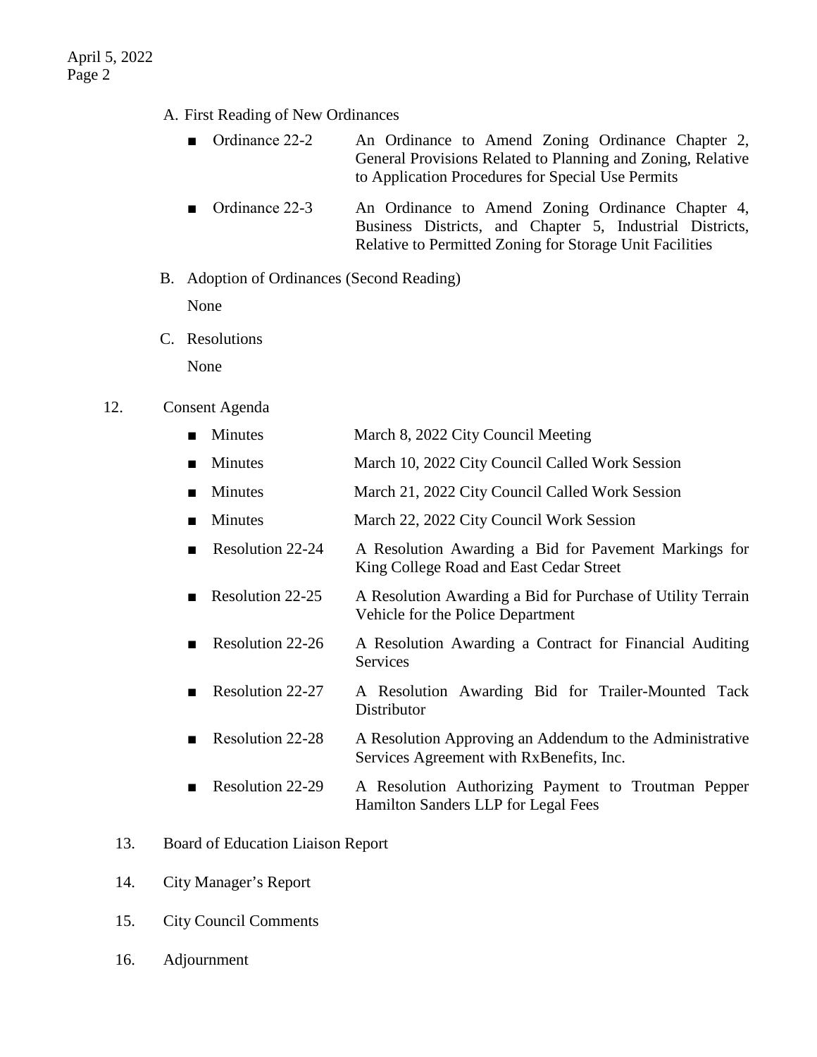A. First Reading of New Ordinances

- Ordinance 22-2 — An Ordinance to Amend Zoning Ordinance Chapter 2, General Provisions Related to Planning and Zoning, Relative to Application Procedures for Special Use Permits
- Ordinance 22-3 — An Ordinance to Amend Zoning Ordinance Chapter 4, Business Districts, and Chapter 5, Industrial Districts, Relative to Permitted Zoning for Storage Unit Facilities

B. Adoption of Ordinances (Second Reading)

None

C. Resolutions

None

12. Consent Agenda

- Minutes — March 8, 2022 City Council Meeting
- Minutes — March 10, 2022 City Council Called Work Session
- Minutes — March 21, 2022 City Council Called Work Session
- Minutes — March 22, 2022 City Council Work Session
- Resolution 22-24 — A Resolution Awarding a Bid for Pavement Markings for King College Road and East Cedar Street
- Resolution 22-25 — A Resolution Awarding a Bid for Purchase of Utility Terrain Vehicle for the Police Department
- Resolution 22-26 — A Resolution Awarding a Contract for Financial Auditing Services
- Resolution 22-27 — A Resolution Awarding Bid for Trailer-Mounted Tack Distributor
- Resolution 22-28 — A Resolution Approving an Addendum to the Administrative Services Agreement with RxBenefits, Inc.
- Resolution 22-29 — A Resolution Authorizing Payment to Troutman Pepper Hamilton Sanders LLP for Legal Fees

13. Board of Education Liaison Report

14. City Manager's Report

15. City Council Comments

16. Adjournment